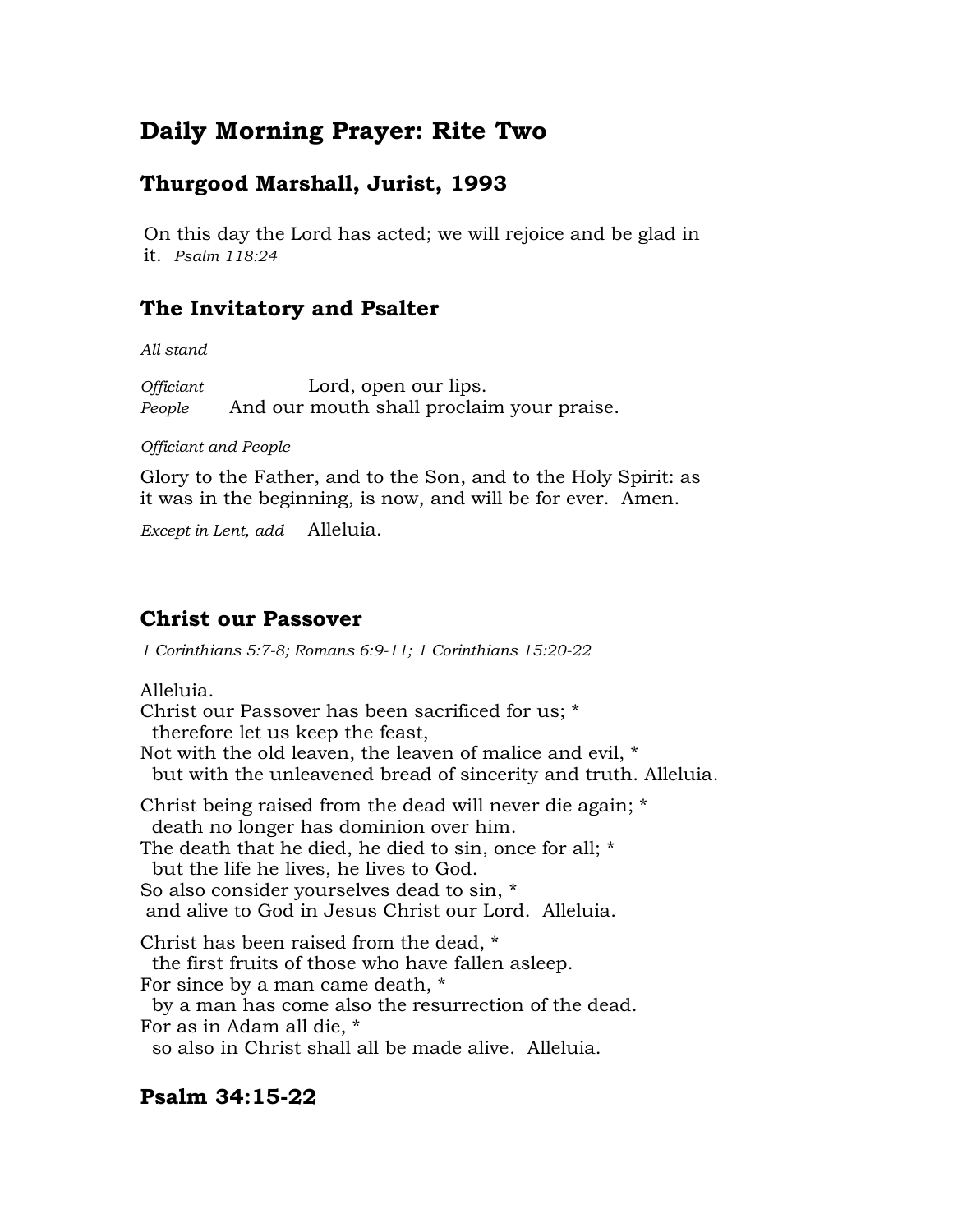# Daily Morning Prayer: Rite Two

## Thurgood Marshall, Jurist, 1993

On this day the Lord has acted; we will rejoice and be glad in it. *Psalm 118:24*

## The Invitatory and Psalter

*All stand*

*Officiant* Lord, open our lips.
*People* And our mouth shall proclaim your praise.

*Officiant and People*

Glory to the Father, and to the Son, and to the Holy Spirit: as it was in the beginning, is now, and will be for ever. Amen.

*Except in Lent, add* Alleluia.

## Christ our Passover

*1 Corinthians 5:7-8; Romans 6:9-11; 1 Corinthians 15:20-22*

Alleluia.
Christ our Passover has been sacrificed for us; *
  therefore let us keep the feast,
Not with the old leaven, the leaven of malice and evil, *
  but with the unleavened bread of sincerity and truth. Alleluia.

Christ being raised from the dead will never die again; *
  death no longer has dominion over him.
The death that he died, he died to sin, once for all; *
  but the life he lives, he lives to God.
So also consider yourselves dead to sin, *
  and alive to God in Jesus Christ our Lord. Alleluia.

Christ has been raised from the dead, *
  the first fruits of those who have fallen asleep.
For since by a man came death, *
  by a man has come also the resurrection of the dead.
For as in Adam all die, *
  so also in Christ shall all be made alive. Alleluia.

## Psalm 34:15-22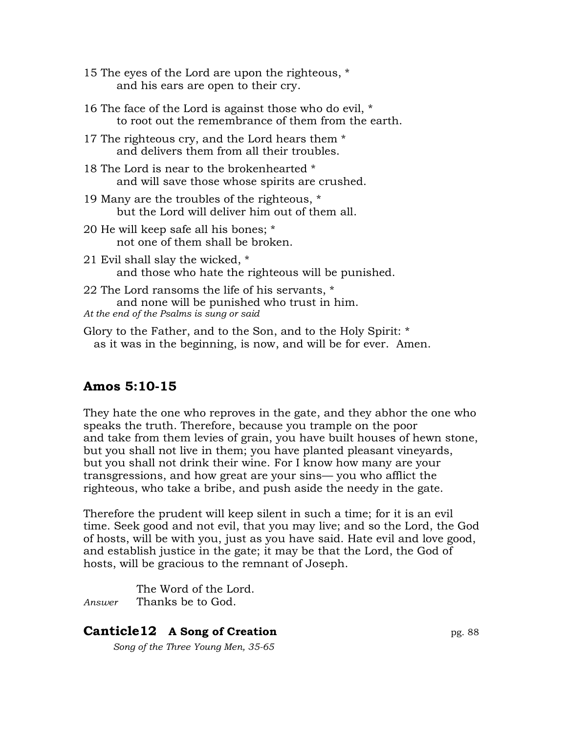15 The eyes of the Lord are upon the righteous, *
and his ears are open to their cry.

16 The face of the Lord is against those who do evil, *
to root out the remembrance of them from the earth.

17 The righteous cry, and the Lord hears them *
and delivers them from all their troubles.

18 The Lord is near to the brokenhearted *
and will save those whose spirits are crushed.

19 Many are the troubles of the righteous, *
but the Lord will deliver him out of them all.

20 He will keep safe all his bones; *
not one of them shall be broken.

21 Evil shall slay the wicked, *
and those who hate the righteous will be punished.

22 The Lord ransoms the life of his servants, *
and none will be punished who trust in him.

*At the end of the Psalms is sung or said*

Glory to the Father, and to the Son, and to the Holy Spirit: *
as it was in the beginning, is now, and will be for ever. Amen.

## Amos 5:10-15

They hate the one who reproves in the gate, and they abhor the one who speaks the truth. Therefore, because you trample on the poor and take from them levies of grain, you have built houses of hewn stone, but you shall not live in them; you have planted pleasant vineyards, but you shall not drink their wine. For I know how many are your transgressions, and how great are your sins— you who afflict the righteous, who take a bribe, and push aside the needy in the gate.

Therefore the prudent will keep silent in such a time; for it is an evil time. Seek good and not evil, that you may live; and so the Lord, the God of hosts, will be with you, just as you have said. Hate evil and love good, and establish justice in the gate; it may be that the Lord, the God of hosts, will be gracious to the remnant of Joseph.

The Word of the Lord.
*Answer* Thanks be to God.

## Canticle 12 A Song of Creation

pg. 88

*Song of the Three Young Men, 35-65*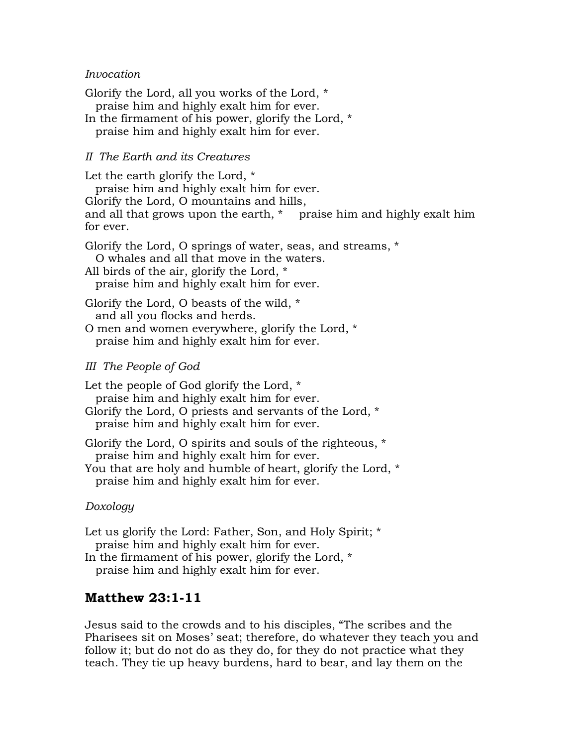*Invocation*

Glorify the Lord, all you works of the Lord, *
   praise him and highly exalt him for ever.
In the firmament of his power, glorify the Lord, *
   praise him and highly exalt him for ever.

*II The Earth and its Creatures*

Let the earth glorify the Lord, *
   praise him and highly exalt him for ever.
Glorify the Lord, O mountains and hills,
and all that grows upon the earth, *     praise him and highly exalt him for ever.

Glorify the Lord, O springs of water, seas, and streams, *
   O whales and all that move in the waters.
All birds of the air, glorify the Lord, *
   praise him and highly exalt him for ever.

Glorify the Lord, O beasts of the wild, *
   and all you flocks and herds.
O men and women everywhere, glorify the Lord, *
   praise him and highly exalt him for ever.

*III The People of God*

Let the people of God glorify the Lord, *
   praise him and highly exalt him for ever.
Glorify the Lord, O priests and servants of the Lord, *
   praise him and highly exalt him for ever.

Glorify the Lord, O spirits and souls of the righteous, *
   praise him and highly exalt him for ever.
You that are holy and humble of heart, glorify the Lord, *
   praise him and highly exalt him for ever.

*Doxology*

Let us glorify the Lord: Father, Son, and Holy Spirit; *
   praise him and highly exalt him for ever.
In the firmament of his power, glorify the Lord, *
   praise him and highly exalt him for ever.

## Matthew 23:1-11

Jesus said to the crowds and to his disciples, "The scribes and the Pharisees sit on Moses' seat; therefore, do whatever they teach you and follow it; but do not do as they do, for they do not practice what they teach. They tie up heavy burdens, hard to bear, and lay them on the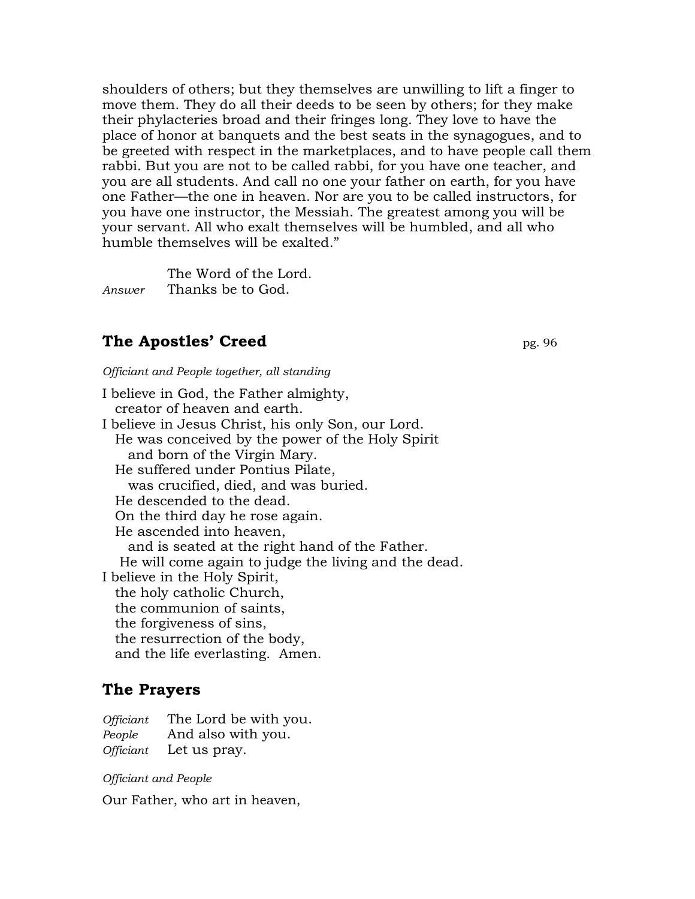shoulders of others; but they themselves are unwilling to lift a finger to move them. They do all their deeds to be seen by others; for they make their phylacteries broad and their fringes long. They love to have the place of honor at banquets and the best seats in the synagogues, and to be greeted with respect in the marketplaces, and to have people call them rabbi. But you are not to be called rabbi, for you have one teacher, and you are all students. And call no one your father on earth, for you have one Father—the one in heaven. Nor are you to be called instructors, for you have one instructor, the Messiah. The greatest among you will be your servant. All who exalt themselves will be humbled, and all who humble themselves will be exalted."

The Word of the Lord.
*Answer* Thanks be to God.

## The Apostles' Creed

pg. 96

*Officiant and People together, all standing*

I believe in God, the Father almighty,
creator of heaven and earth.
I believe in Jesus Christ, his only Son, our Lord.
He was conceived by the power of the Holy Spirit
and born of the Virgin Mary.
He suffered under Pontius Pilate,
was crucified, died, and was buried.
He descended to the dead.
On the third day he rose again.
He ascended into heaven,
and is seated at the right hand of the Father.
He will come again to judge the living and the dead.
I believe in the Holy Spirit,
the holy catholic Church,
the communion of saints,
the forgiveness of sins,
the resurrection of the body,
and the life everlasting. Amen.

## The Prayers

*Officiant* The Lord be with you.
*People* And also with you.
*Officiant* Let us pray.

*Officiant and People*

Our Father, who art in heaven,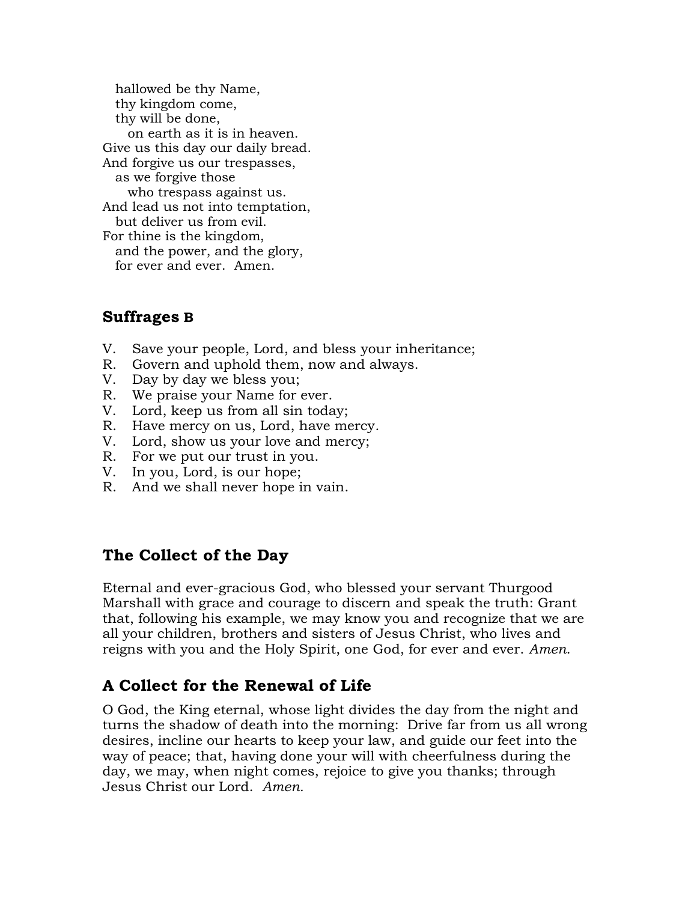hallowed be thy Name,  
   thy kingdom come,  
   thy will be done,  
      on earth as it is in heaven.  
Give us this day our daily bread.  
And forgive us our trespasses,  
   as we forgive those  
      who trespass against us.  
And lead us not into temptation,  
   but deliver us from evil.  
For thine is the kingdom,  
   and the power, and the glory,  
   for ever and ever.  Amen.

## Suffrages B

V. Save your people, Lord, and bless your inheritance;  
R. Govern and uphold them, now and always.  
V. Day by day we bless you;  
R. We praise your Name for ever.  
V. Lord, keep us from all sin today;  
R. Have mercy on us, Lord, have mercy.  
V. Lord, show us your love and mercy;  
R. For we put our trust in you.  
V. In you, Lord, is our hope;  
R. And we shall never hope in vain.

## The Collect of the Day

Eternal and ever-gracious God, who blessed your servant Thurgood Marshall with grace and courage to discern and speak the truth: Grant that, following his example, we may know you and recognize that we are all your children, brothers and sisters of Jesus Christ, who lives and reigns with you and the Holy Spirit, one God, for ever and ever. *Amen*.

## A Collect for the Renewal of Life

O God, the King eternal, whose light divides the day from the night and turns the shadow of death into the morning: Drive far from us all wrong desires, incline our hearts to keep your law, and guide our feet into the way of peace; that, having done your will with cheerfulness during the day, we may, when night comes, rejoice to give you thanks; through Jesus Christ our Lord. *Amen.*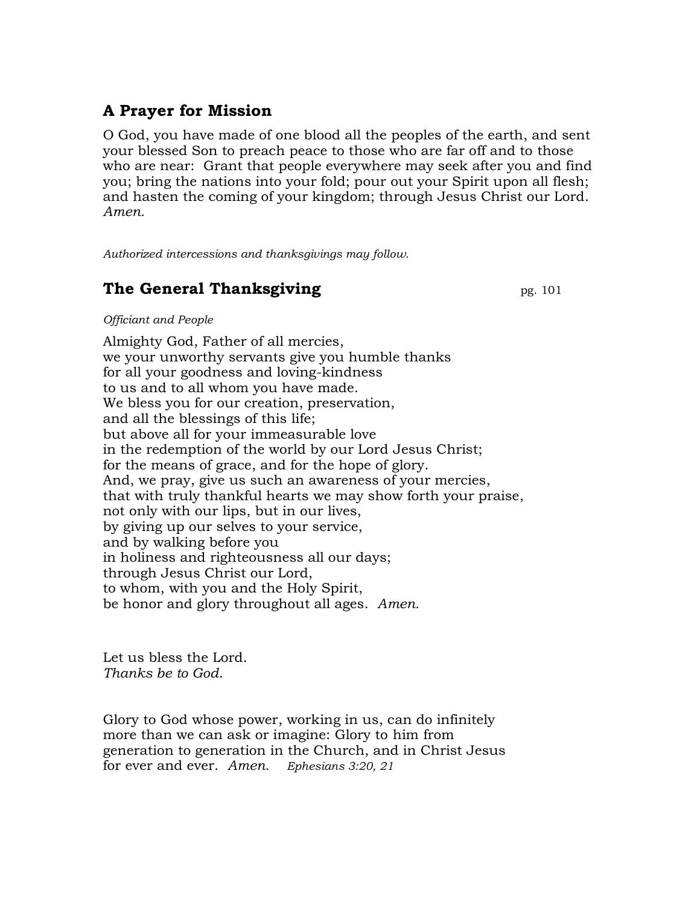## A Prayer for Mission

O God, you have made of one blood all the peoples of the earth, and sent your blessed Son to preach peace to those who are far off and to those who are near: Grant that people everywhere may seek after you and find you; bring the nations into your fold; pour out your Spirit upon all flesh; and hasten the coming of your kingdom; through Jesus Christ our Lord. *Amen.*

*Authorized intercessions and thanksgivings may follow.*

## The General Thanksgiving pg. 101

*Officiant and People*

Almighty God, Father of all mercies,  
we your unworthy servants give you humble thanks  
for all your goodness and loving-kindness  
to us and to all whom you have made.  
We bless you for our creation, preservation,  
and all the blessings of this life;  
but above all for your immeasurable love  
in the redemption of the world by our Lord Jesus Christ;  
for the means of grace, and for the hope of glory.  
And, we pray, give us such an awareness of your mercies,  
that with truly thankful hearts we may show forth your praise,  
not only with our lips, but in our lives,  
by giving up our selves to your service,  
and by walking before you  
in holiness and righteousness all our days;  
through Jesus Christ our Lord,  
to whom, with you and the Holy Spirit,  
be honor and glory throughout all ages. *Amen.*

Let us bless the Lord.  
*Thanks be to God.*

Glory to God whose power, working in us, can do infinitely more than we can ask or imagine: Glory to him from generation to generation in the Church, and in Christ Jesus for ever and ever. *Amen.* *Ephesians 3:20, 21*